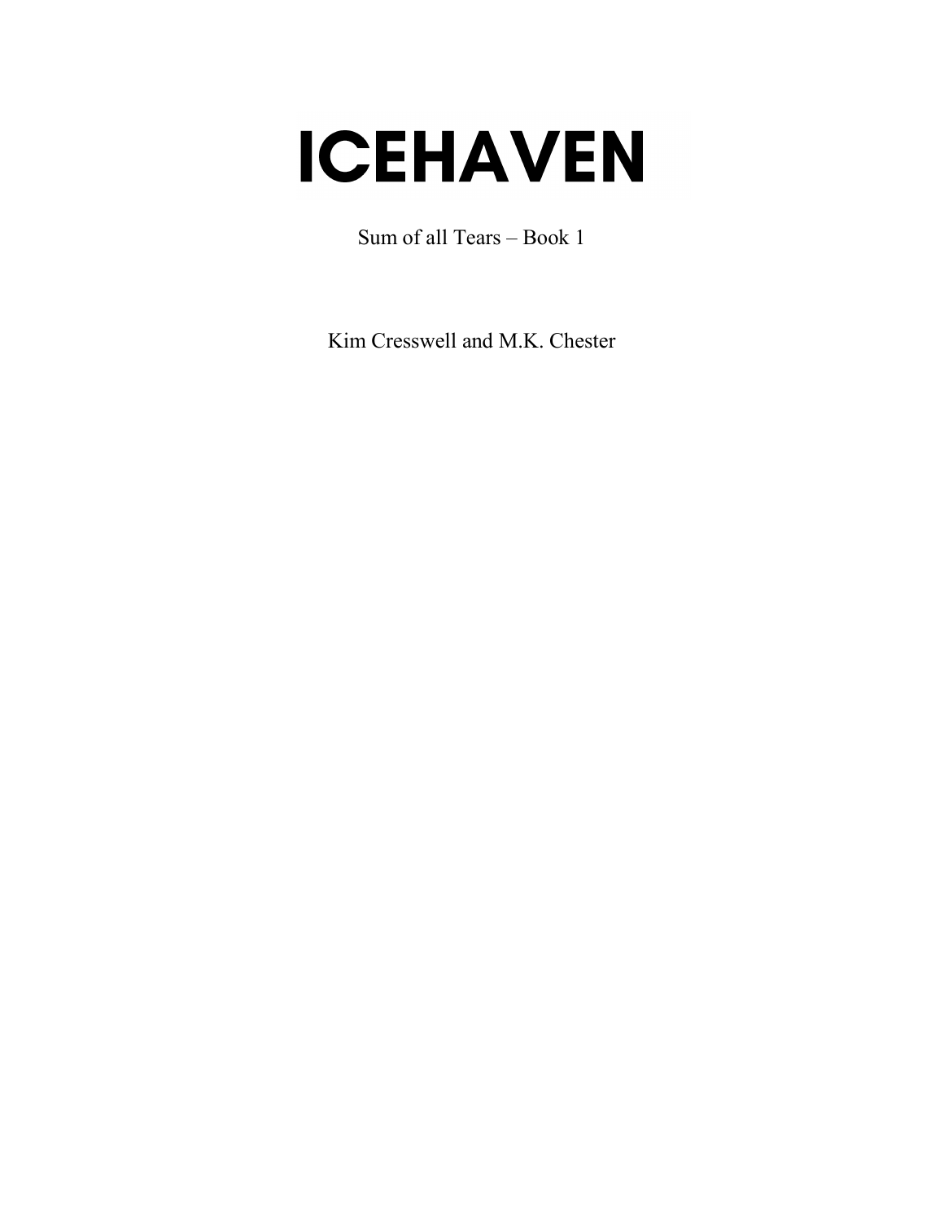# ICEHAVEN

Sum of all Tears – Book 1

Kim Cresswell and M.K. Chester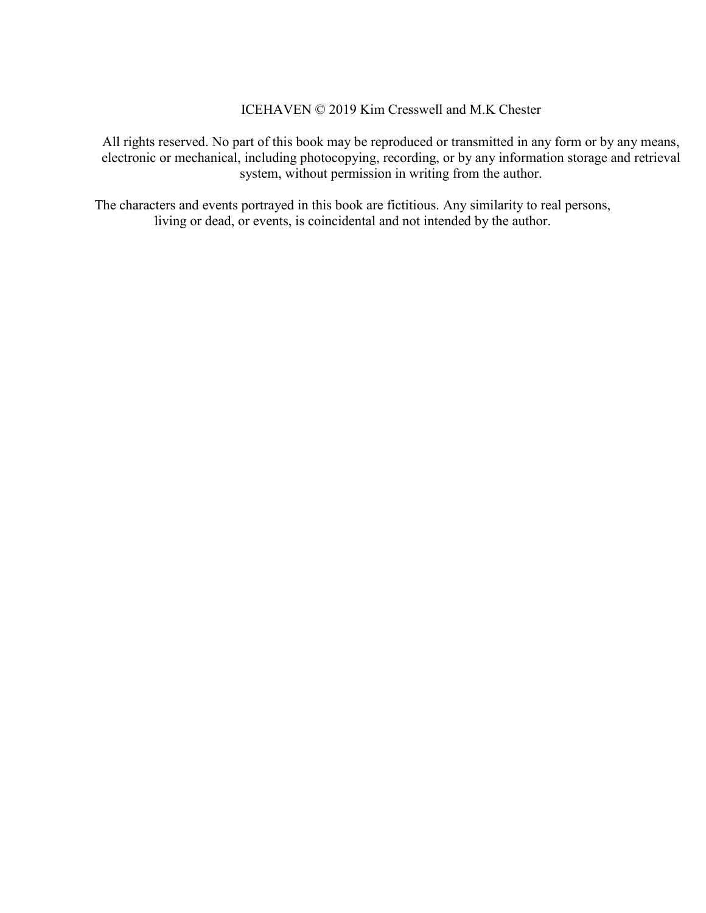ICEHAVEN © 2019 Kim Cresswell and M.K Chester

All rights reserved. No part of this book may be reproduced or transmitted in any form or by any means, electronic or mechanical, including photocopying, recording, or by any information storage and retrieval system, without permission in writing from the author.

The characters and events portrayed in this book are fictitious. Any similarity to real persons, living or dead, or events, is coincidental and not intended by the author.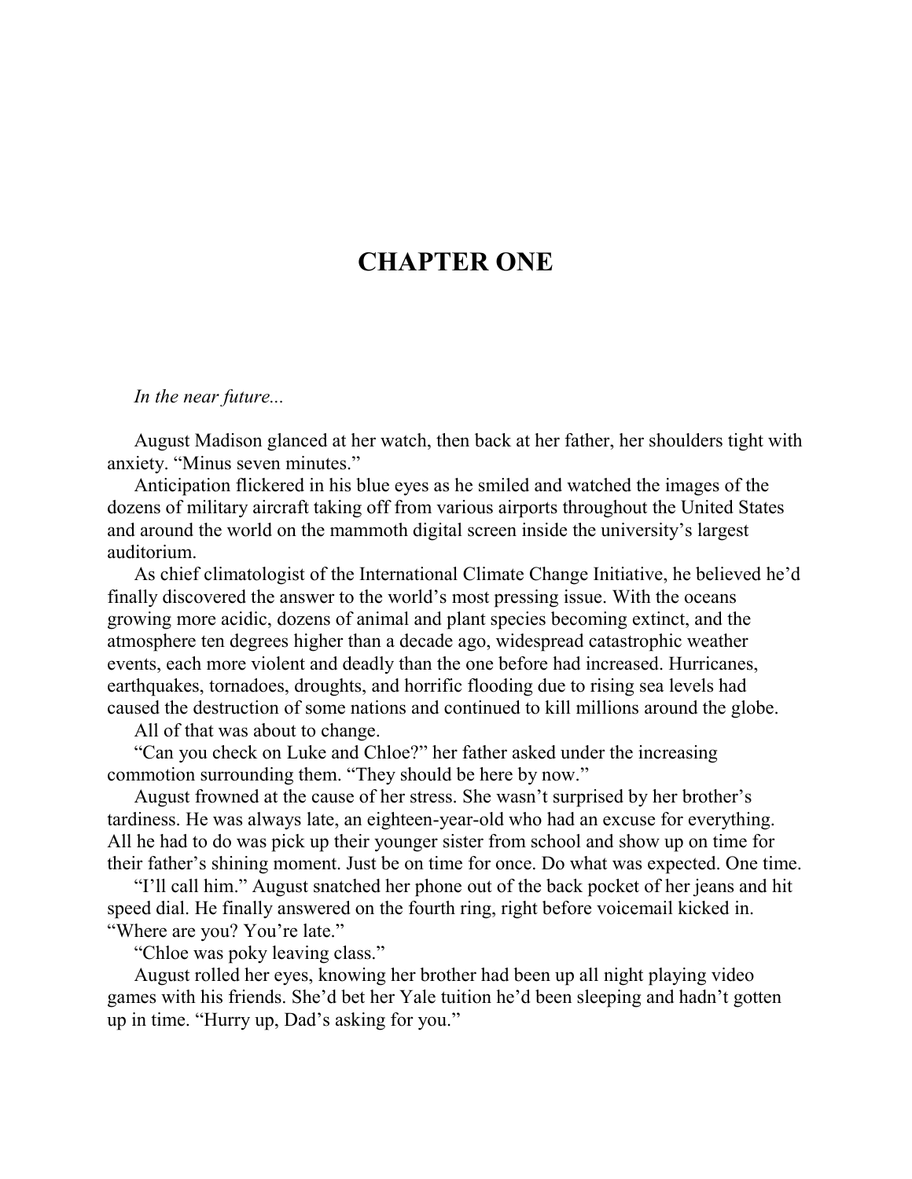# CHAPTER ONE

*In the near future...*

August Madison glanced at her watch, then back at her father, her shoulders tight with anxiety. "Minus seven minutes."

Anticipation flickered in his blue eyes as he smiled and watched the images of the dozens of military aircraft taking off from various airports throughout the United States and around the world on the mammoth digital screen inside the university's largest auditorium.

As chief climatologist of the International Climate Change Initiative, he believed he'd finally discovered the answer to the world's most pressing issue. With the oceans growing more acidic, dozens of animal and plant species becoming extinct, and the atmosphere ten degrees higher than a decade ago, widespread catastrophic weather events, each more violent and deadly than the one before had increased. Hurricanes, earthquakes, tornadoes, droughts, and horrific flooding due to rising sea levels had caused the destruction of some nations and continued to kill millions around the globe.

All of that was about to change.

"Can you check on Luke and Chloe?" her father asked under the increasing commotion surrounding them. "They should be here by now."

August frowned at the cause of her stress. She wasn't surprised by her brother's tardiness. He was always late, an eighteen-year-old who had an excuse for everything. All he had to do was pick up their younger sister from school and show up on time for their father's shining moment. Just be on time for once. Do what was expected. One time.

"I'll call him." August snatched her phone out of the back pocket of her jeans and hit speed dial. He finally answered on the fourth ring, right before voicemail kicked in. "Where are you? You're late."

"Chloe was poky leaving class."

August rolled her eyes, knowing her brother had been up all night playing video games with his friends. She'd bet her Yale tuition he'd been sleeping and hadn't gotten up in time. "Hurry up, Dad's asking for you."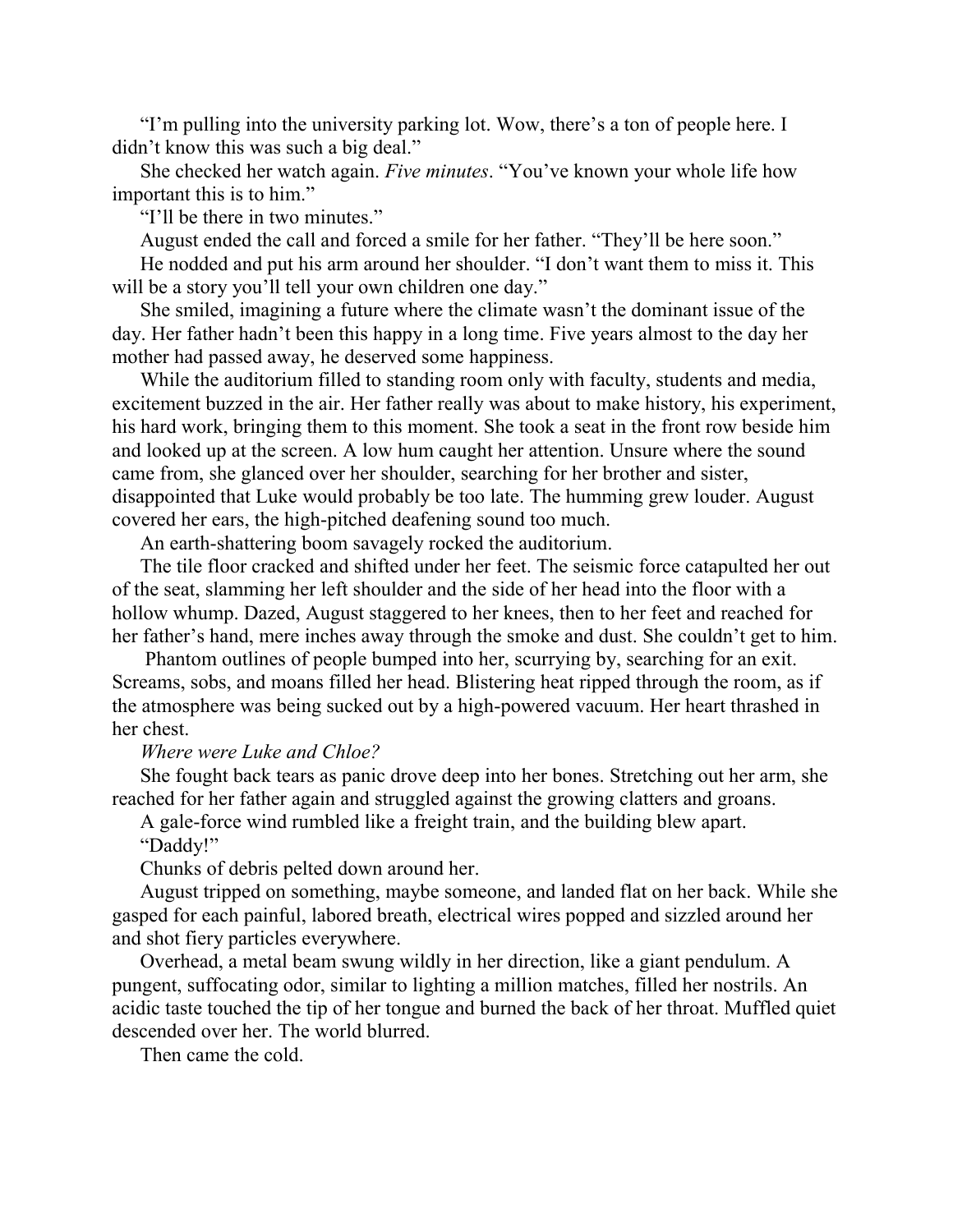"I'm pulling into the university parking lot. Wow, there's a ton of people here. I didn't know this was such a big deal."

She checked her watch again. *Five minutes*. "You've known your whole life how important this is to him."

"I'll be there in two minutes."

August ended the call and forced a smile for her father. "They'll be here soon."

He nodded and put his arm around her shoulder. "I don't want them to miss it. This will be a story you'll tell your own children one day."

She smiled, imagining a future where the climate wasn't the dominant issue of the day. Her father hadn't been this happy in a long time. Five years almost to the day her mother had passed away, he deserved some happiness.

While the auditorium filled to standing room only with faculty, students and media, excitement buzzed in the air. Her father really was about to make history, his experiment, his hard work, bringing them to this moment. She took a seat in the front row beside him and looked up at the screen. A low hum caught her attention. Unsure where the sound came from, she glanced over her shoulder, searching for her brother and sister, disappointed that Luke would probably be too late. The humming grew louder. August covered her ears, the high-pitched deafening sound too much.

An earth-shattering boom savagely rocked the auditorium.

The tile floor cracked and shifted under her feet. The seismic force catapulted her out of the seat, slamming her left shoulder and the side of her head into the floor with a hollow whump. Dazed, August staggered to her knees, then to her feet and reached for her father's hand, mere inches away through the smoke and dust. She couldn't get to him.

Phantom outlines of people bumped into her, scurrying by, searching for an exit. Screams, sobs, and moans filled her head. Blistering heat ripped through the room, as if the atmosphere was being sucked out by a high-powered vacuum. Her heart thrashed in her chest.

*Where were Luke and Chloe?*

She fought back tears as panic drove deep into her bones. Stretching out her arm, she reached for her father again and struggled against the growing clatters and groans.

A gale-force wind rumbled like a freight train, and the building blew apart.

"Daddy!"

Chunks of debris pelted down around her.

August tripped on something, maybe someone, and landed flat on her back. While she gasped for each painful, labored breath, electrical wires popped and sizzled around her and shot fiery particles everywhere.

Overhead, a metal beam swung wildly in her direction, like a giant pendulum. A pungent, suffocating odor, similar to lighting a million matches, filled her nostrils. An acidic taste touched the tip of her tongue and burned the back of her throat. Muffled quiet descended over her. The world blurred.

Then came the cold.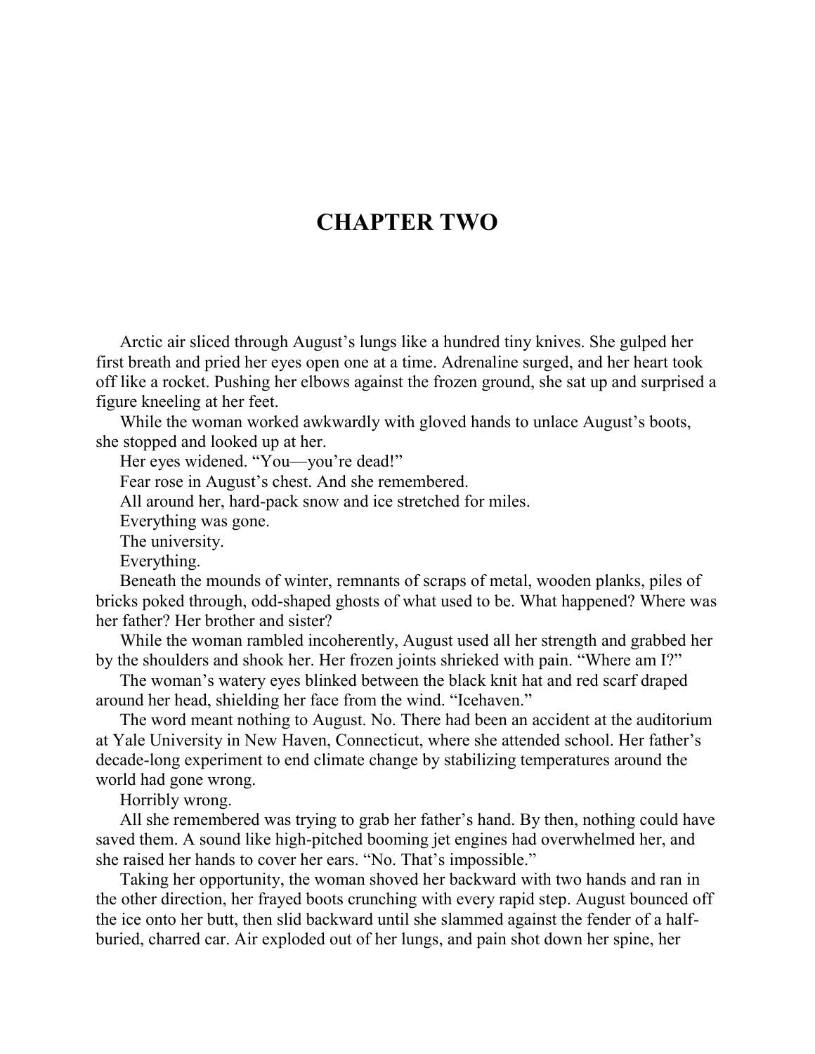# CHAPTER TWO

Arctic air sliced through August's lungs like a hundred tiny knives. She gulped her first breath and pried her eyes open one at a time. Adrenaline surged, and her heart took off like a rocket. Pushing her elbows against the frozen ground, she sat up and surprised a figure kneeling at her feet.

While the woman worked awkwardly with gloved hands to unlace August's boots, she stopped and looked up at her.

Her eyes widened. "You—you're dead!"

Fear rose in August's chest. And she remembered.

All around her, hard-pack snow and ice stretched for miles.

Everything was gone.

The university.

Everything.

Beneath the mounds of winter, remnants of scraps of metal, wooden planks, piles of bricks poked through, odd-shaped ghosts of what used to be. What happened? Where was her father? Her brother and sister?

While the woman rambled incoherently, August used all her strength and grabbed her by the shoulders and shook her. Her frozen joints shrieked with pain. "Where am I?"

The woman's watery eyes blinked between the black knit hat and red scarf draped around her head, shielding her face from the wind. "Icehaven."

The word meant nothing to August. No. There had been an accident at the auditorium at Yale University in New Haven, Connecticut, where she attended school. Her father's decade-long experiment to end climate change by stabilizing temperatures around the world had gone wrong.

Horribly wrong.

All she remembered was trying to grab her father's hand. By then, nothing could have saved them. A sound like high-pitched booming jet engines had overwhelmed her, and she raised her hands to cover her ears. "No. That's impossible."

Taking her opportunity, the woman shoved her backward with two hands and ran in the other direction, her frayed boots crunching with every rapid step. August bounced off the ice onto her butt, then slid backward until she slammed against the fender of a half-buried, charred car. Air exploded out of her lungs, and pain shot down her spine, her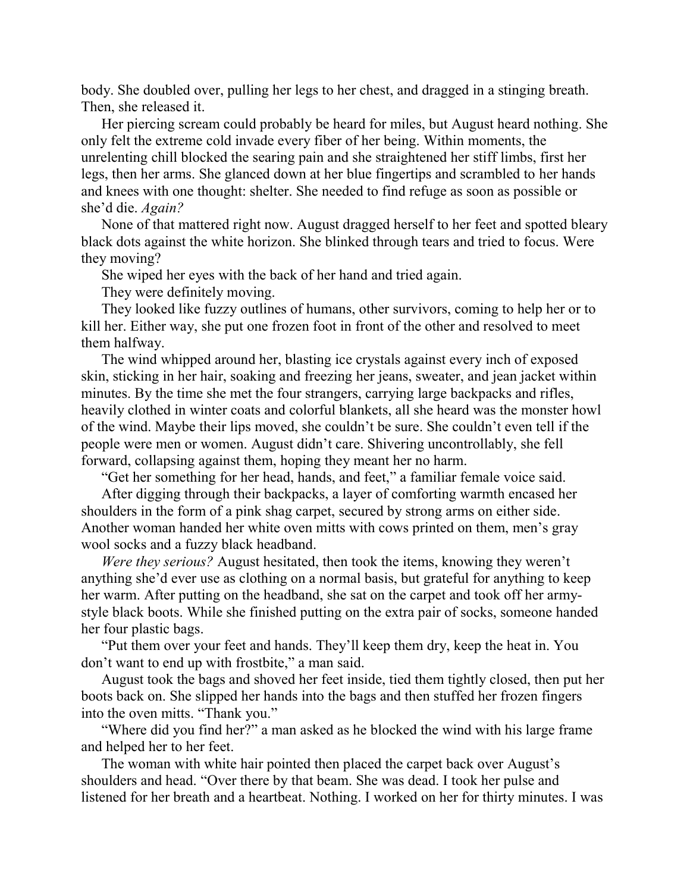body. She doubled over, pulling her legs to her chest, and dragged in a stinging breath. Then, she released it.

Her piercing scream could probably be heard for miles, but August heard nothing. She only felt the extreme cold invade every fiber of her being. Within moments, the unrelenting chill blocked the searing pain and she straightened her stiff limbs, first her legs, then her arms. She glanced down at her blue fingertips and scrambled to her hands and knees with one thought: shelter. She needed to find refuge as soon as possible or she'd die. *Again?*

None of that mattered right now. August dragged herself to her feet and spotted bleary black dots against the white horizon. She blinked through tears and tried to focus. Were they moving?

She wiped her eyes with the back of her hand and tried again.

They were definitely moving.

They looked like fuzzy outlines of humans, other survivors, coming to help her or to kill her. Either way, she put one frozen foot in front of the other and resolved to meet them halfway.

The wind whipped around her, blasting ice crystals against every inch of exposed skin, sticking in her hair, soaking and freezing her jeans, sweater, and jean jacket within minutes. By the time she met the four strangers, carrying large backpacks and rifles, heavily clothed in winter coats and colorful blankets, all she heard was the monster howl of the wind. Maybe their lips moved, she couldn't be sure. She couldn't even tell if the people were men or women. August didn't care. Shivering uncontrollably, she fell forward, collapsing against them, hoping they meant her no harm.

"Get her something for her head, hands, and feet," a familiar female voice said.

After digging through their backpacks, a layer of comforting warmth encased her shoulders in the form of a pink shag carpet, secured by strong arms on either side. Another woman handed her white oven mitts with cows printed on them, men's gray wool socks and a fuzzy black headband.

*Were they serious?* August hesitated, then took the items, knowing they weren't anything she'd ever use as clothing on a normal basis, but grateful for anything to keep her warm. After putting on the headband, she sat on the carpet and took off her army-style black boots. While she finished putting on the extra pair of socks, someone handed her four plastic bags.

"Put them over your feet and hands. They'll keep them dry, keep the heat in. You don't want to end up with frostbite," a man said.

August took the bags and shoved her feet inside, tied them tightly closed, then put her boots back on. She slipped her hands into the bags and then stuffed her frozen fingers into the oven mitts. "Thank you."

"Where did you find her?" a man asked as he blocked the wind with his large frame and helped her to her feet.

The woman with white hair pointed then placed the carpet back over August's shoulders and head. "Over there by that beam. She was dead. I took her pulse and listened for her breath and a heartbeat. Nothing. I worked on her for thirty minutes. I was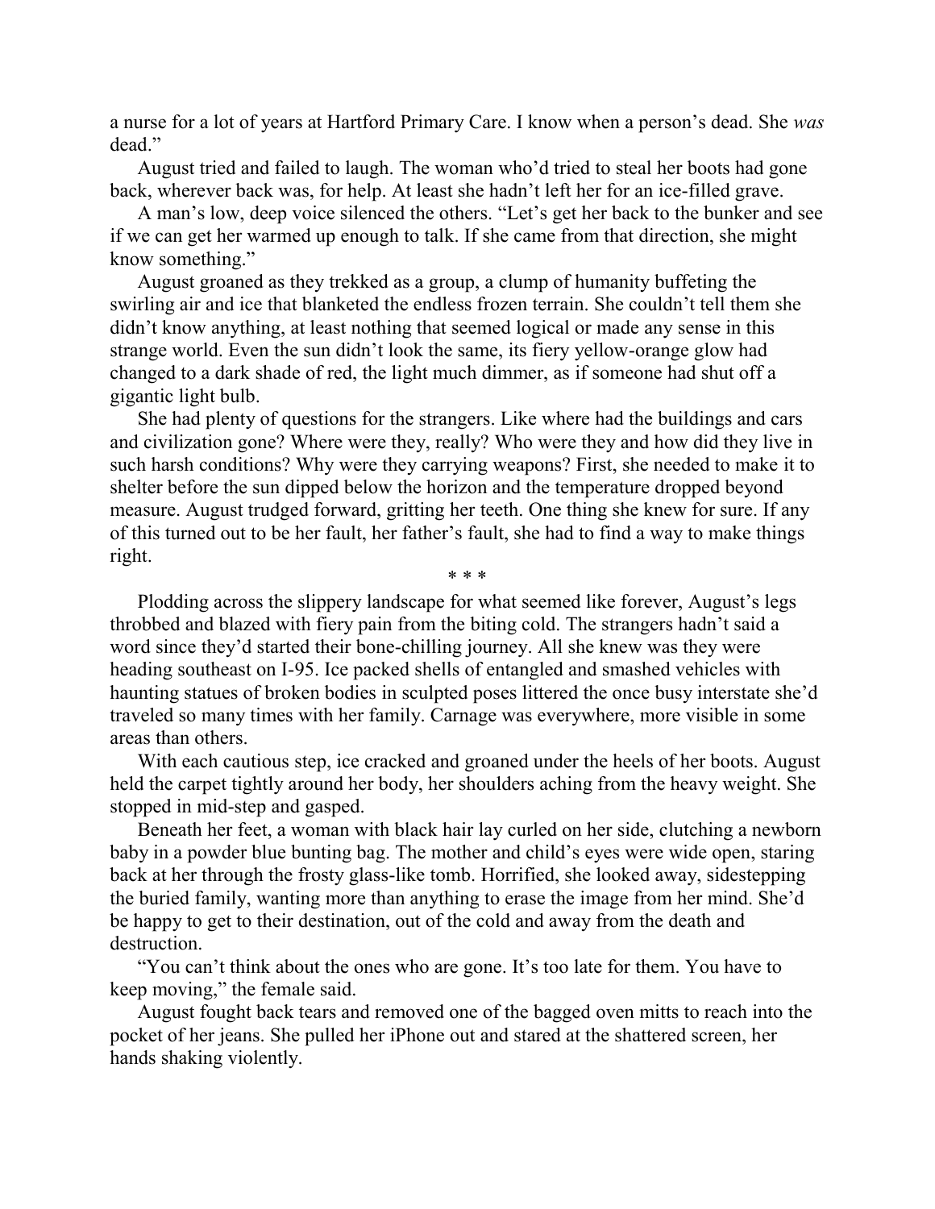a nurse for a lot of years at Hartford Primary Care. I know when a person's dead. She *was* dead."

August tried and failed to laugh. The woman who'd tried to steal her boots had gone back, wherever back was, for help. At least she hadn't left her for an ice-filled grave.

A man's low, deep voice silenced the others. "Let's get her back to the bunker and see if we can get her warmed up enough to talk. If she came from that direction, she might know something."

August groaned as they trekked as a group, a clump of humanity buffeting the swirling air and ice that blanketed the endless frozen terrain. She couldn't tell them she didn't know anything, at least nothing that seemed logical or made any sense in this strange world. Even the sun didn't look the same, its fiery yellow-orange glow had changed to a dark shade of red, the light much dimmer, as if someone had shut off a gigantic light bulb.

She had plenty of questions for the strangers. Like where had the buildings and cars and civilization gone? Where were they, really? Who were they and how did they live in such harsh conditions? Why were they carrying weapons? First, she needed to make it to shelter before the sun dipped below the horizon and the temperature dropped beyond measure. August trudged forward, gritting her teeth. One thing she knew for sure. If any of this turned out to be her fault, her father's fault, she had to find a way to make things right.

\* \* \*

Plodding across the slippery landscape for what seemed like forever, August's legs throbbed and blazed with fiery pain from the biting cold. The strangers hadn't said a word since they'd started their bone-chilling journey. All she knew was they were heading southeast on I-95. Ice packed shells of entangled and smashed vehicles with haunting statues of broken bodies in sculpted poses littered the once busy interstate she'd traveled so many times with her family. Carnage was everywhere, more visible in some areas than others.

With each cautious step, ice cracked and groaned under the heels of her boots. August held the carpet tightly around her body, her shoulders aching from the heavy weight. She stopped in mid-step and gasped.

Beneath her feet, a woman with black hair lay curled on her side, clutching a newborn baby in a powder blue bunting bag. The mother and child's eyes were wide open, staring back at her through the frosty glass-like tomb. Horrified, she looked away, sidestepping the buried family, wanting more than anything to erase the image from her mind. She'd be happy to get to their destination, out of the cold and away from the death and destruction.

"You can't think about the ones who are gone. It's too late for them. You have to keep moving," the female said.

August fought back tears and removed one of the bagged oven mitts to reach into the pocket of her jeans. She pulled her iPhone out and stared at the shattered screen, her hands shaking violently.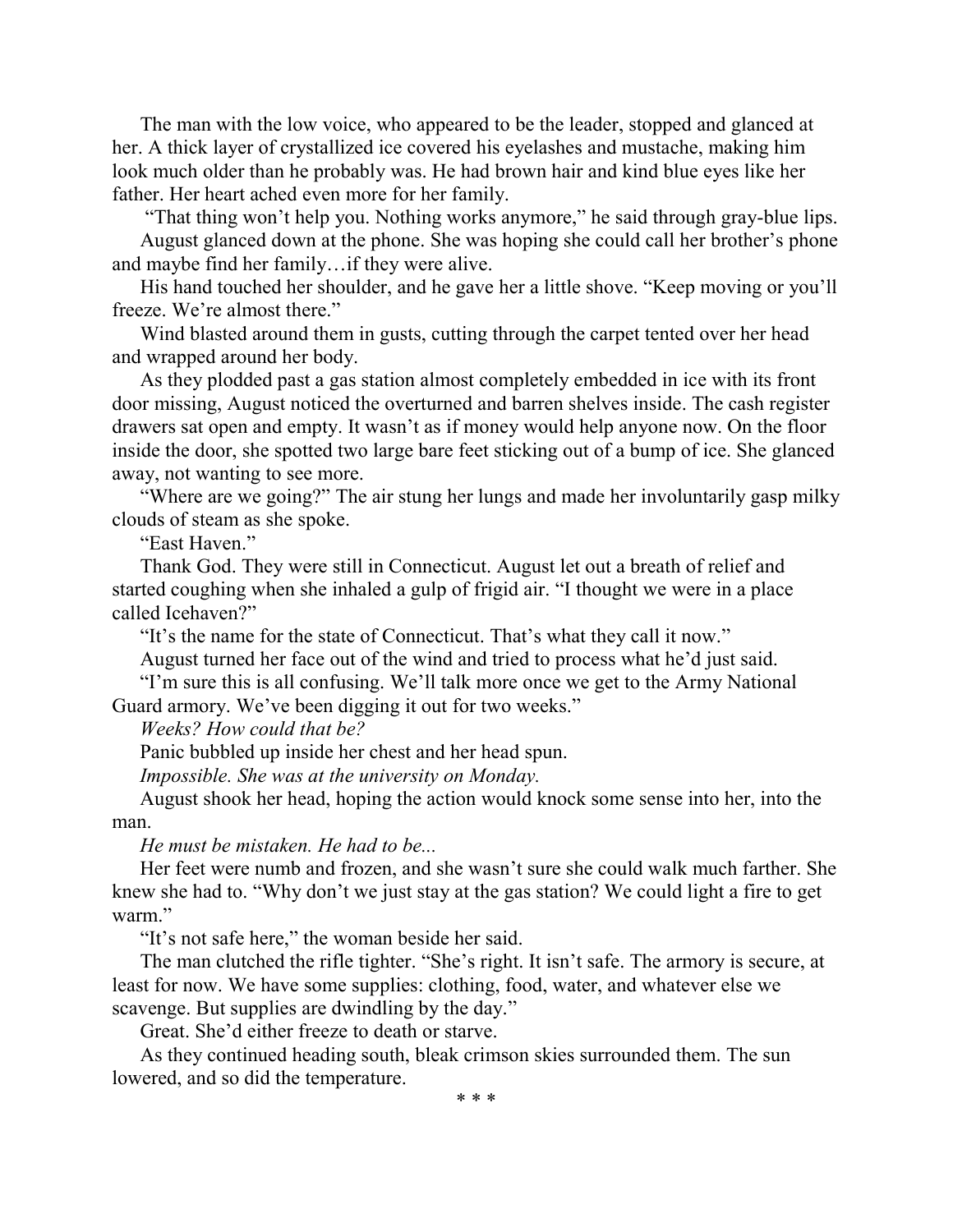The man with the low voice, who appeared to be the leader, stopped and glanced at her. A thick layer of crystallized ice covered his eyelashes and mustache, making him look much older than he probably was. He had brown hair and kind blue eyes like her father. Her heart ached even more for her family.

"That thing won't help you. Nothing works anymore," he said through gray-blue lips.

August glanced down at the phone. She was hoping she could call her brother's phone and maybe find her family…if they were alive.

His hand touched her shoulder, and he gave her a little shove. "Keep moving or you'll freeze. We're almost there."

Wind blasted around them in gusts, cutting through the carpet tented over her head and wrapped around her body.

As they plodded past a gas station almost completely embedded in ice with its front door missing, August noticed the overturned and barren shelves inside. The cash register drawers sat open and empty. It wasn't as if money would help anyone now. On the floor inside the door, she spotted two large bare feet sticking out of a bump of ice. She glanced away, not wanting to see more.

"Where are we going?" The air stung her lungs and made her involuntarily gasp milky clouds of steam as she spoke.

"East Haven."

Thank God. They were still in Connecticut. August let out a breath of relief and started coughing when she inhaled a gulp of frigid air. "I thought we were in a place called Icehaven?"

"It's the name for the state of Connecticut. That's what they call it now."

August turned her face out of the wind and tried to process what he'd just said.

"I'm sure this is all confusing. We'll talk more once we get to the Army National Guard armory. We've been digging it out for two weeks."

*Weeks? How could that be?*

Panic bubbled up inside her chest and her head spun.

*Impossible. She was at the university on Monday.*

August shook her head, hoping the action would knock some sense into her, into the man.

*He must be mistaken. He had to be...*

Her feet were numb and frozen, and she wasn't sure she could walk much farther. She knew she had to. "Why don't we just stay at the gas station? We could light a fire to get warm."

"It's not safe here," the woman beside her said.

The man clutched the rifle tighter. "She's right. It isn't safe. The armory is secure, at least for now. We have some supplies: clothing, food, water, and whatever else we scavenge. But supplies are dwindling by the day."

Great. She'd either freeze to death or starve.

As they continued heading south, bleak crimson skies surrounded them. The sun lowered, and so did the temperature.

\* \* \*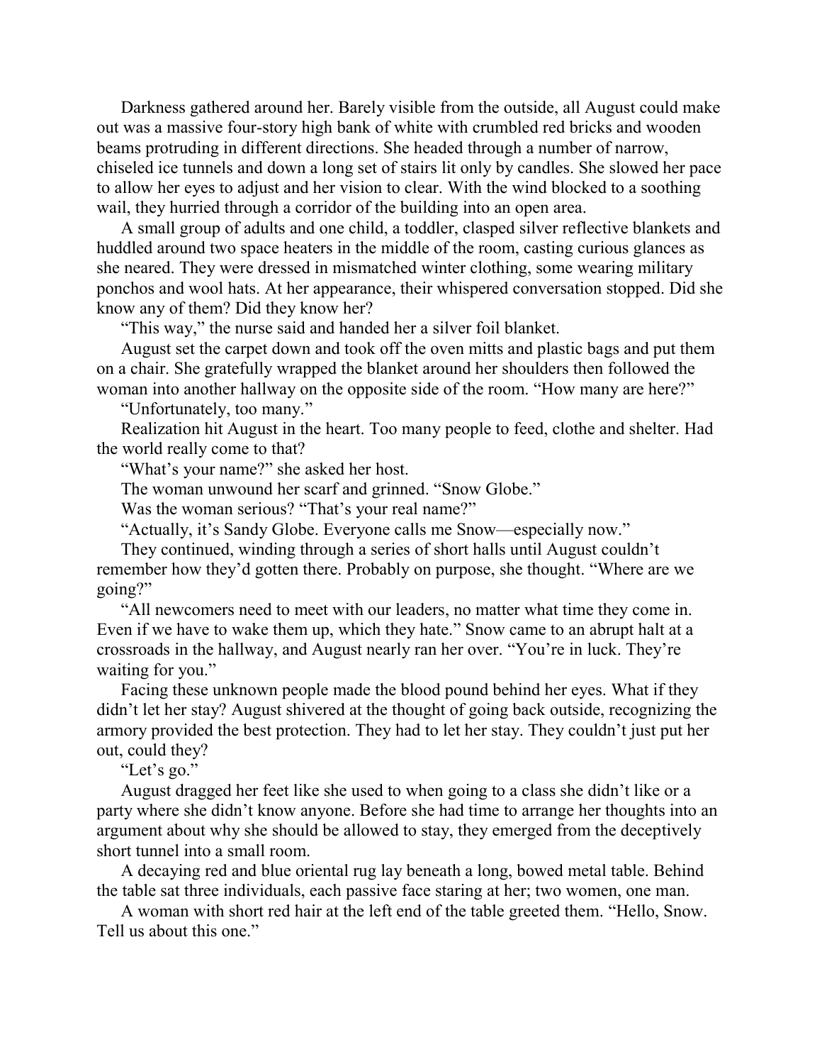Darkness gathered around her. Barely visible from the outside, all August could make out was a massive four-story high bank of white with crumbled red bricks and wooden beams protruding in different directions. She headed through a number of narrow, chiseled ice tunnels and down a long set of stairs lit only by candles. She slowed her pace to allow her eyes to adjust and her vision to clear. With the wind blocked to a soothing wail, they hurried through a corridor of the building into an open area.

A small group of adults and one child, a toddler, clasped silver reflective blankets and huddled around two space heaters in the middle of the room, casting curious glances as she neared. They were dressed in mismatched winter clothing, some wearing military ponchos and wool hats. At her appearance, their whispered conversation stopped. Did she know any of them? Did they know her?

"This way," the nurse said and handed her a silver foil blanket.

August set the carpet down and took off the oven mitts and plastic bags and put them on a chair. She gratefully wrapped the blanket around her shoulders then followed the woman into another hallway on the opposite side of the room. "How many are here?"

"Unfortunately, too many."

Realization hit August in the heart. Too many people to feed, clothe and shelter. Had the world really come to that?

"What's your name?" she asked her host.

The woman unwound her scarf and grinned. "Snow Globe."

Was the woman serious? "That's your real name?"

"Actually, it's Sandy Globe. Everyone calls me Snow—especially now."

They continued, winding through a series of short halls until August couldn't remember how they'd gotten there. Probably on purpose, she thought. "Where are we going?"

"All newcomers need to meet with our leaders, no matter what time they come in. Even if we have to wake them up, which they hate." Snow came to an abrupt halt at a crossroads in the hallway, and August nearly ran her over. "You're in luck. They're waiting for you."

Facing these unknown people made the blood pound behind her eyes. What if they didn't let her stay? August shivered at the thought of going back outside, recognizing the armory provided the best protection. They had to let her stay. They couldn't just put her out, could they?

"Let's go."

August dragged her feet like she used to when going to a class she didn't like or a party where she didn't know anyone. Before she had time to arrange her thoughts into an argument about why she should be allowed to stay, they emerged from the deceptively short tunnel into a small room.

A decaying red and blue oriental rug lay beneath a long, bowed metal table. Behind the table sat three individuals, each passive face staring at her; two women, one man.

A woman with short red hair at the left end of the table greeted them. "Hello, Snow. Tell us about this one."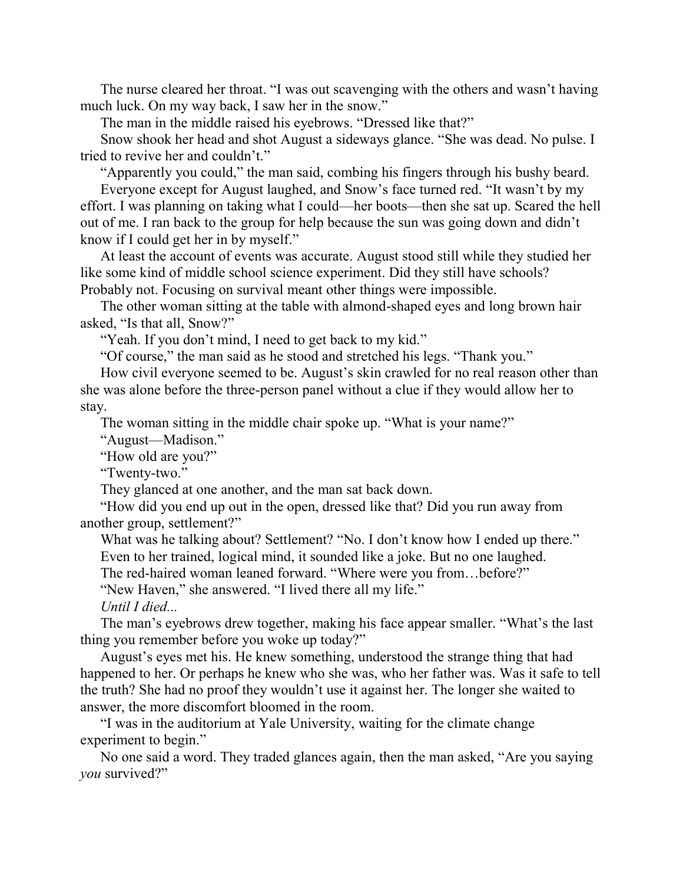The nurse cleared her throat. "I was out scavenging with the others and wasn't having much luck. On my way back, I saw her in the snow."

The man in the middle raised his eyebrows. "Dressed like that?"

Snow shook her head and shot August a sideways glance. "She was dead. No pulse. I tried to revive her and couldn't."

"Apparently you could," the man said, combing his fingers through his bushy beard.

Everyone except for August laughed, and Snow's face turned red. "It wasn't by my effort. I was planning on taking what I could—her boots—then she sat up. Scared the hell out of me. I ran back to the group for help because the sun was going down and didn't know if I could get her in by myself."

At least the account of events was accurate. August stood still while they studied her like some kind of middle school science experiment. Did they still have schools? Probably not. Focusing on survival meant other things were impossible.

The other woman sitting at the table with almond-shaped eyes and long brown hair asked, "Is that all, Snow?"

"Yeah. If you don't mind, I need to get back to my kid."

"Of course," the man said as he stood and stretched his legs. "Thank you."

How civil everyone seemed to be. August's skin crawled for no real reason other than she was alone before the three-person panel without a clue if they would allow her to stay.

The woman sitting in the middle chair spoke up. "What is your name?"

"August—Madison."

"How old are you?"

"Twenty-two."

They glanced at one another, and the man sat back down.

"How did you end up out in the open, dressed like that? Did you run away from another group, settlement?"

What was he talking about? Settlement? "No. I don't know how I ended up there."

Even to her trained, logical mind, it sounded like a joke. But no one laughed.

The red-haired woman leaned forward. "Where were you from…before?"

"New Haven," she answered. "I lived there all my life."

*Until I died...*

The man's eyebrows drew together, making his face appear smaller. "What's the last thing you remember before you woke up today?"

August's eyes met his. He knew something, understood the strange thing that had happened to her. Or perhaps he knew who she was, who her father was. Was it safe to tell the truth? She had no proof they wouldn't use it against her. The longer she waited to answer, the more discomfort bloomed in the room.

"I was in the auditorium at Yale University, waiting for the climate change experiment to begin."

No one said a word. They traded glances again, then the man asked, "Are you saying *you* survived?"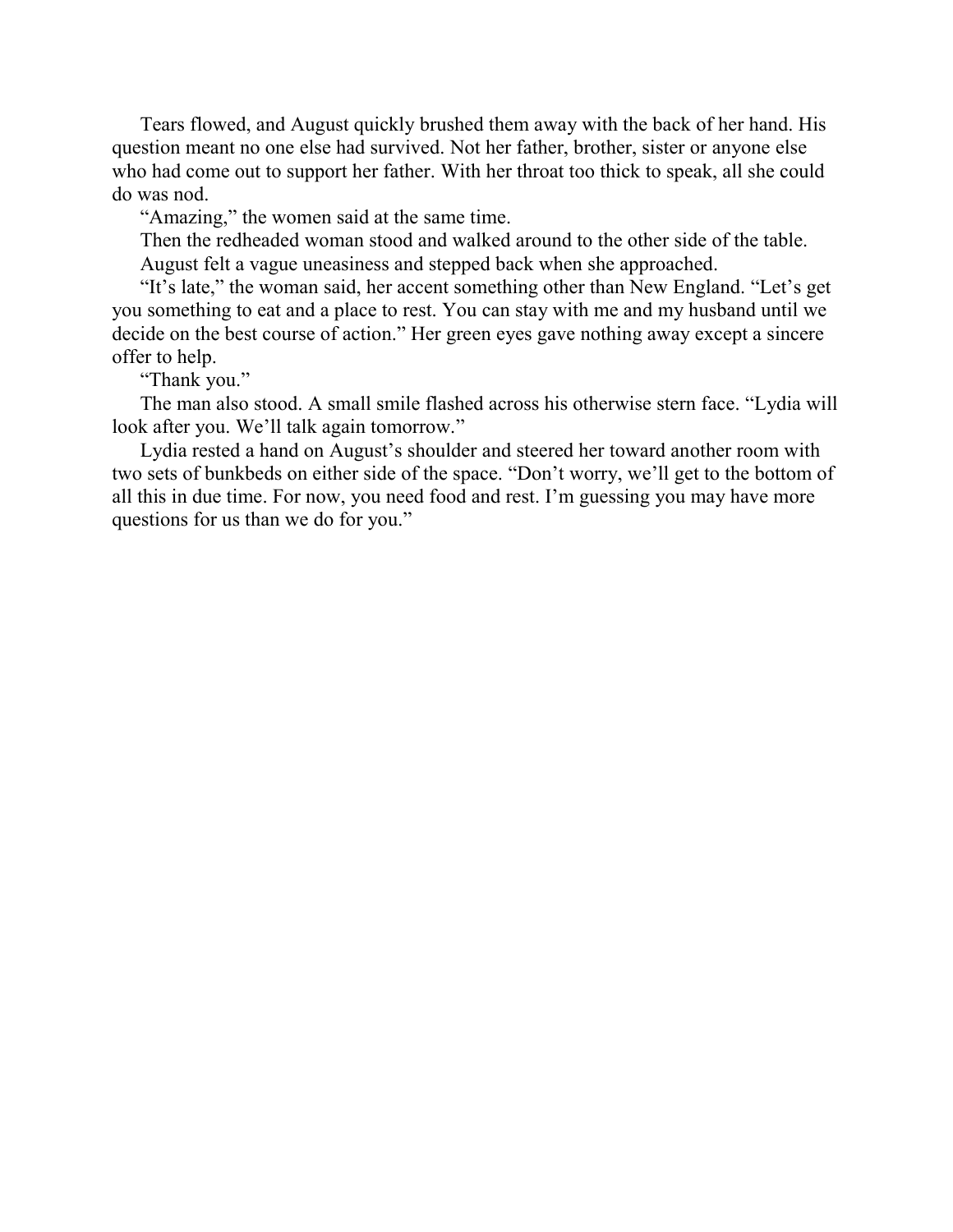Tears flowed, and August quickly brushed them away with the back of her hand. His question meant no one else had survived. Not her father, brother, sister or anyone else who had come out to support her father. With her throat too thick to speak, all she could do was nod.

"Amazing," the women said at the same time.

Then the redheaded woman stood and walked around to the other side of the table.

August felt a vague uneasiness and stepped back when she approached.

"It's late," the woman said, her accent something other than New England. "Let's get you something to eat and a place to rest. You can stay with me and my husband until we decide on the best course of action." Her green eyes gave nothing away except a sincere offer to help.

"Thank you."

The man also stood. A small smile flashed across his otherwise stern face. "Lydia will look after you. We'll talk again tomorrow."

Lydia rested a hand on August's shoulder and steered her toward another room with two sets of bunkbeds on either side of the space. "Don't worry, we'll get to the bottom of all this in due time. For now, you need food and rest. I'm guessing you may have more questions for us than we do for you."